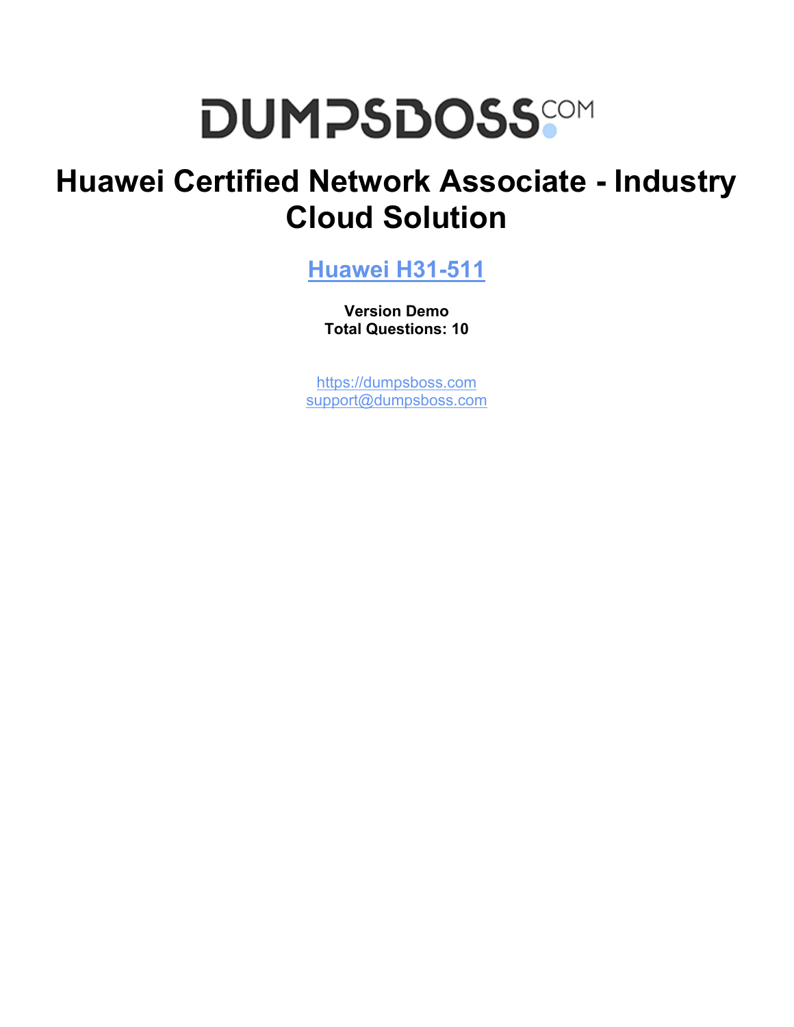# DUMPSBOSS.COM

# Huawei Certified Network Associate - Industry Cloud Solution

## Huawei H31-511

**Version Demo**
**Total Questions: 10**

https://dumpsboss.com
support@dumpsboss.com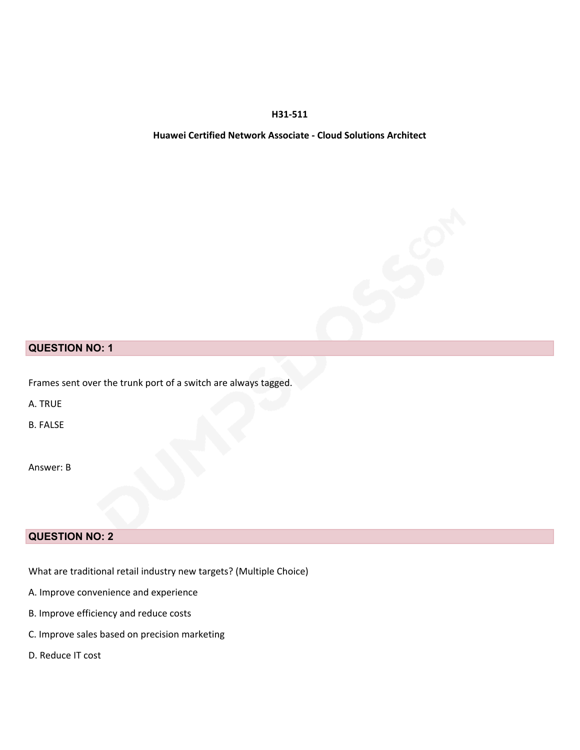**H31-511**

**Huawei Certified Network Associate - Cloud Solutions Architect**

## QUESTION NO: 1

Frames sent over the trunk port of a switch are always tagged.

A. TRUE

B. FALSE

Answer: B

## QUESTION NO: 2

What are traditional retail industry new targets? (Multiple Choice)

A. Improve convenience and experience

B. Improve efficiency and reduce costs

C. Improve sales based on precision marketing

D. Reduce IT cost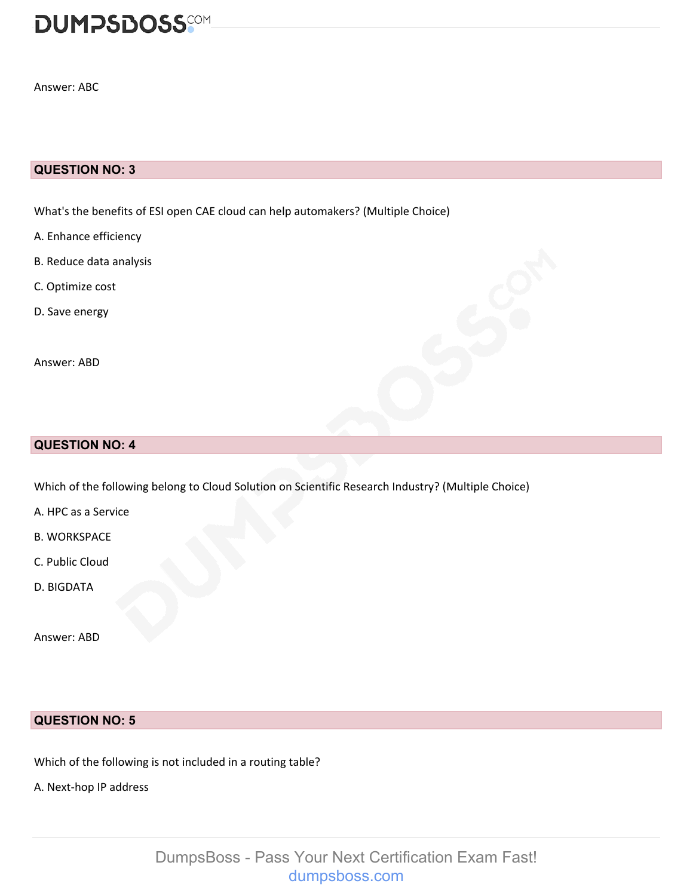Answer: ABC

## QUESTION NO: 3

What's the benefits of ESI open CAE cloud can help automakers? (Multiple Choice)

A. Enhance efficiency

B. Reduce data analysis

C. Optimize cost

D. Save energy

Answer: ABD

## QUESTION NO: 4

Which of the following belong to Cloud Solution on Scientific Research Industry? (Multiple Choice)

A. HPC as a Service

B. WORKSPACE

C. Public Cloud

D. BIGDATA

Answer: ABD

## QUESTION NO: 5

Which of the following is not included in a routing table?

A. Next-hop IP address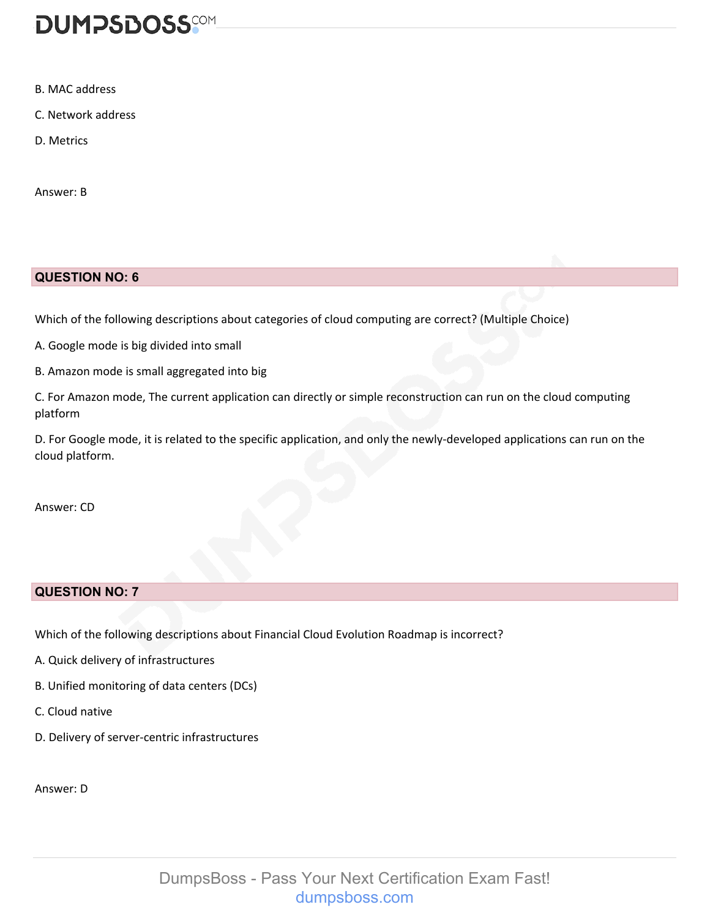B. MAC address

C. Network address

D. Metrics

Answer: B

## QUESTION NO: 6

Which of the following descriptions about categories of cloud computing are correct? (Multiple Choice)

A. Google mode is big divided into small

B. Amazon mode is small aggregated into big

C. For Amazon mode, The current application can directly or simple reconstruction can run on the cloud computing platform

D. For Google mode, it is related to the specific application, and only the newly-developed applications can run on the cloud platform.

Answer: CD

## QUESTION NO: 7

Which of the following descriptions about Financial Cloud Evolution Roadmap is incorrect?

A. Quick delivery of infrastructures

B. Unified monitoring of data centers (DCs)

C. Cloud native

D. Delivery of server-centric infrastructures

Answer: D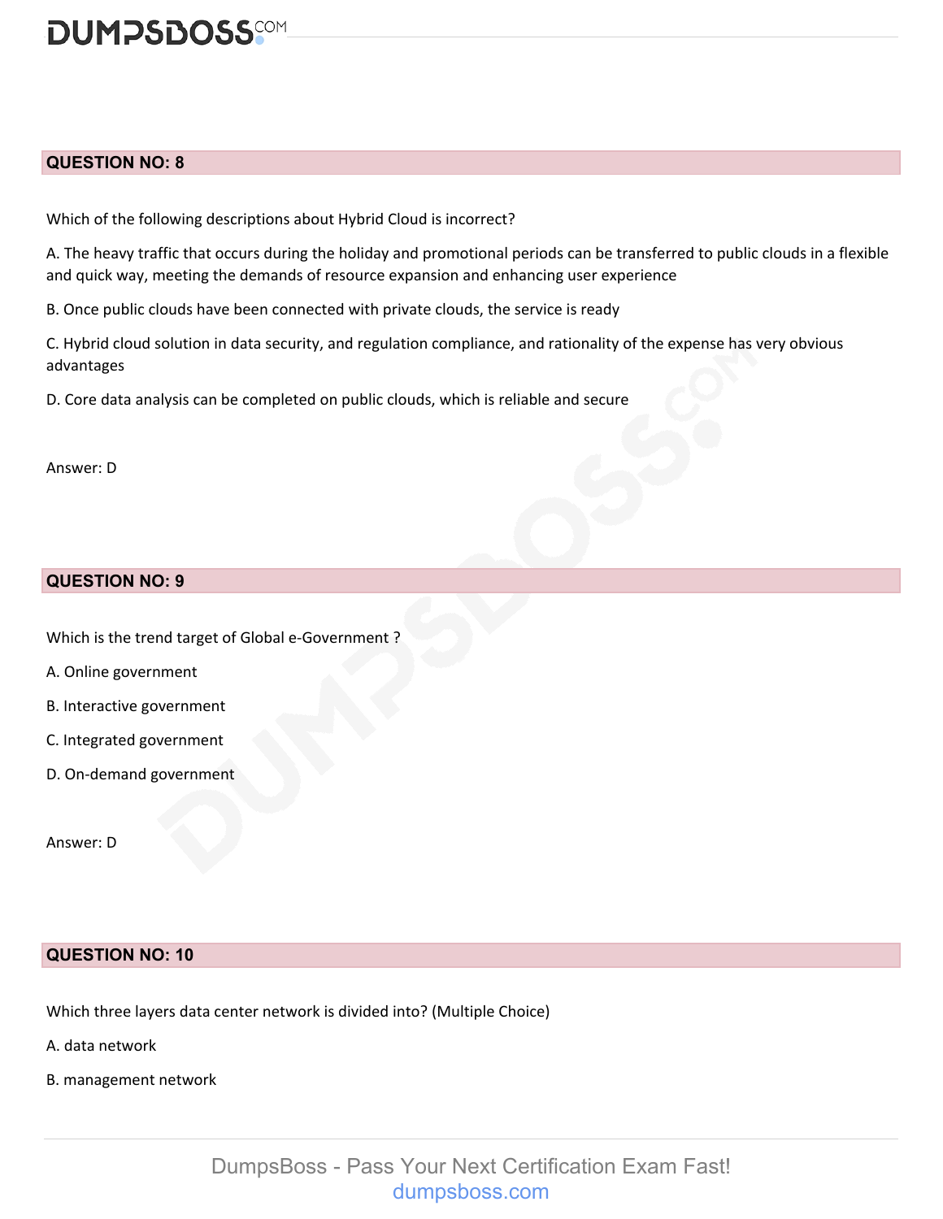## QUESTION NO: 8

Which of the following descriptions about Hybrid Cloud is incorrect?

A. The heavy traffic that occurs during the holiday and promotional periods can be transferred to public clouds in a flexible and quick way, meeting the demands of resource expansion and enhancing user experience

B. Once public clouds have been connected with private clouds, the service is ready

C. Hybrid cloud solution in data security, and regulation compliance, and rationality of the expense has very obvious advantages

D. Core data analysis can be completed on public clouds, which is reliable and secure

Answer: D

## QUESTION NO: 9

Which is the trend target of Global e-Government ?

A. Online government

B. Interactive government

C. Integrated government

D. On-demand government

Answer: D

## QUESTION NO: 10

Which three layers data center network is divided into? (Multiple Choice)

A. data network

B. management network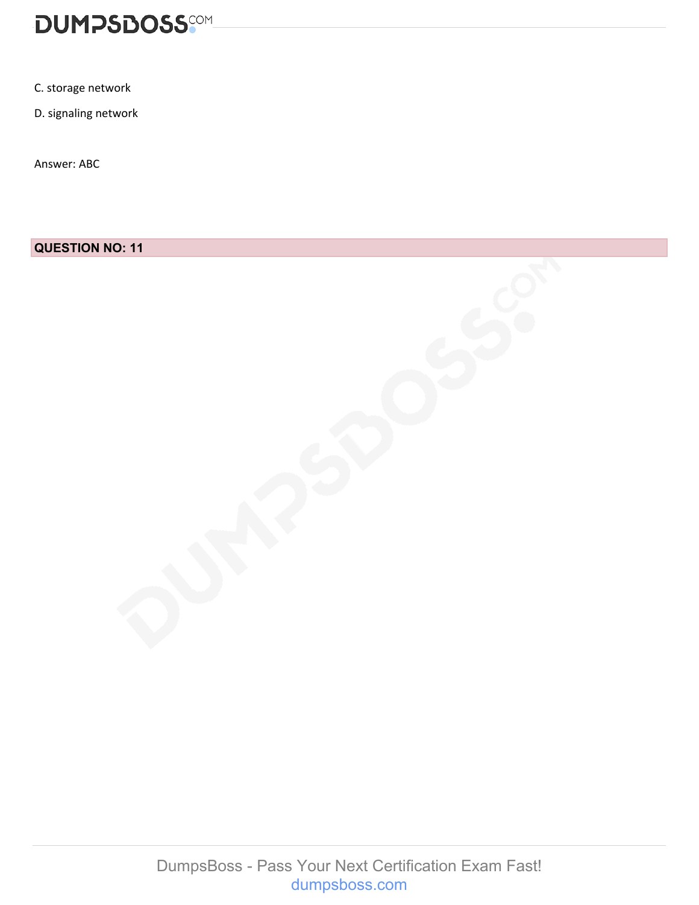C. storage network

D. signaling network

Answer: ABC

**QUESTION NO: 11**